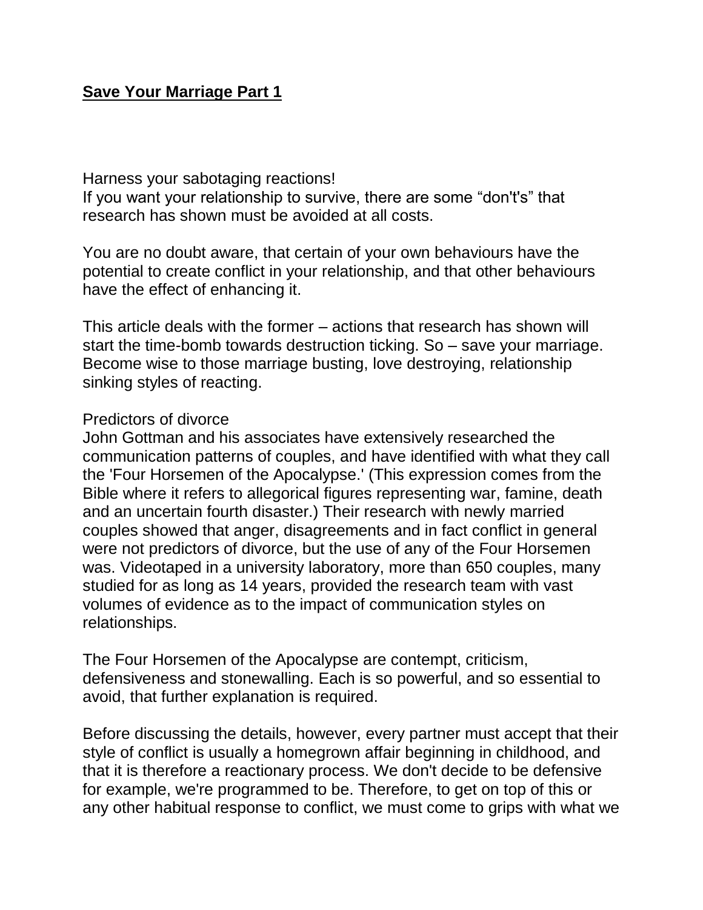**Save Your Marriage Part 1**

Harness your sabotaging reactions!
If you want your relationship to survive, there are some “don't's” that research has shown must be avoided at all costs.

You are no doubt aware, that certain of your own behaviours have the potential to create conflict in your relationship, and that other behaviours have the effect of enhancing it.

This article deals with the former – actions that research has shown will start the time-bomb towards destruction ticking. So – save your marriage. Become wise to those marriage busting, love destroying, relationship sinking styles of reacting.

Predictors of divorce
John Gottman and his associates have extensively researched the communication patterns of couples, and have identified with what they call the 'Four Horsemen of the Apocalypse.' (This expression comes from the Bible where it refers to allegorical figures representing war, famine, death and an uncertain fourth disaster.) Their research with newly married couples showed that anger, disagreements and in fact conflict in general were not predictors of divorce, but the use of any of the Four Horsemen was. Videotaped in a university laboratory, more than 650 couples, many studied for as long as 14 years, provided the research team with vast volumes of evidence as to the impact of communication styles on relationships.

The Four Horsemen of the Apocalypse are contempt, criticism, defensiveness and stonewalling. Each is so powerful, and so essential to avoid, that further explanation is required.

Before discussing the details, however, every partner must accept that their style of conflict is usually a homegrown affair beginning in childhood, and that it is therefore a reactionary process. We don't decide to be defensive for example, we're programmed to be. Therefore, to get on top of this or any other habitual response to conflict, we must come to grips with what we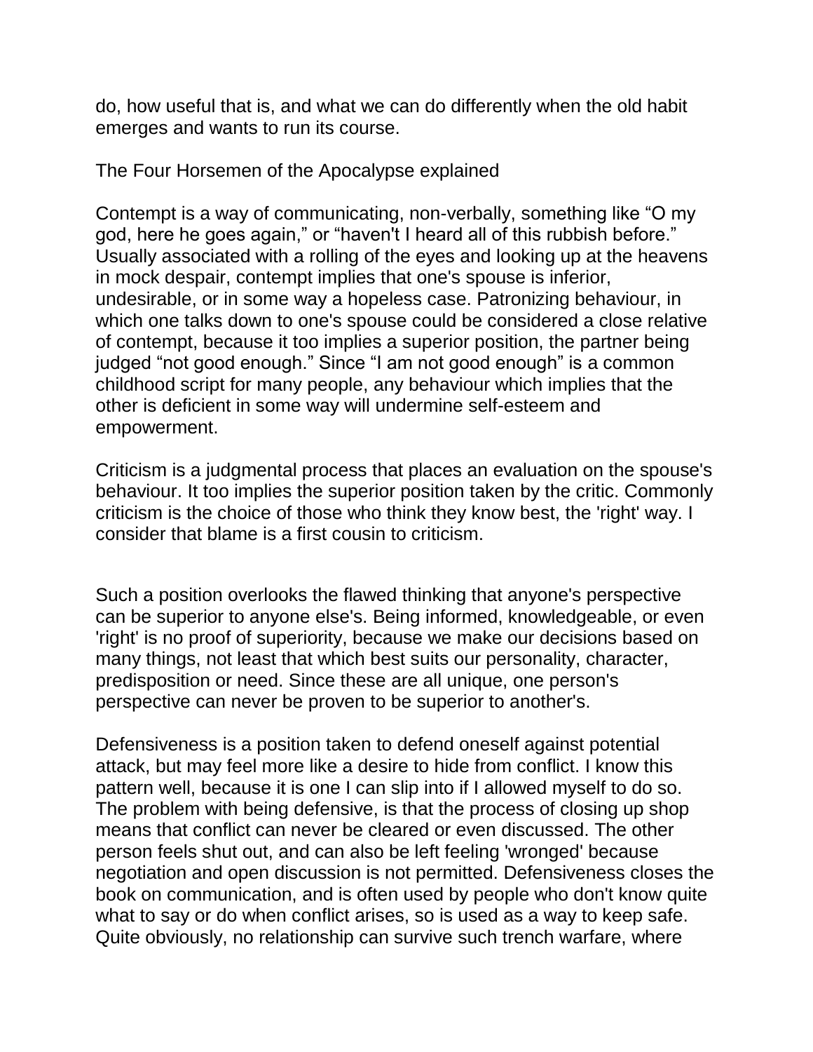do, how useful that is, and what we can do differently when the old habit emerges and wants to run its course.

## The Four Horsemen of the Apocalypse explained

Contempt is a way of communicating, non-verbally, something like “O my god, here he goes again,” or “haven't I heard all of this rubbish before.” Usually associated with a rolling of the eyes and looking up at the heavens in mock despair, contempt implies that one's spouse is inferior, undesirable, or in some way a hopeless case. Patronizing behaviour, in which one talks down to one's spouse could be considered a close relative of contempt, because it too implies a superior position, the partner being judged “not good enough.” Since “I am not good enough” is a common childhood script for many people, any behaviour which implies that the other is deficient in some way will undermine self-esteem and empowerment.

Criticism is a judgmental process that places an evaluation on the spouse's behaviour. It too implies the superior position taken by the critic. Commonly criticism is the choice of those who think they know best, the 'right' way. I consider that blame is a first cousin to criticism.

Such a position overlooks the flawed thinking that anyone's perspective can be superior to anyone else's. Being informed, knowledgeable, or even 'right' is no proof of superiority, because we make our decisions based on many things, not least that which best suits our personality, character, predisposition or need. Since these are all unique, one person's perspective can never be proven to be superior to another's.

Defensiveness is a position taken to defend oneself against potential attack, but may feel more like a desire to hide from conflict. I know this pattern well, because it is one I can slip into if I allowed myself to do so. The problem with being defensive, is that the process of closing up shop means that conflict can never be cleared or even discussed. The other person feels shut out, and can also be left feeling 'wronged' because negotiation and open discussion is not permitted. Defensiveness closes the book on communication, and is often used by people who don't know quite what to say or do when conflict arises, so is used as a way to keep safe. Quite obviously, no relationship can survive such trench warfare, where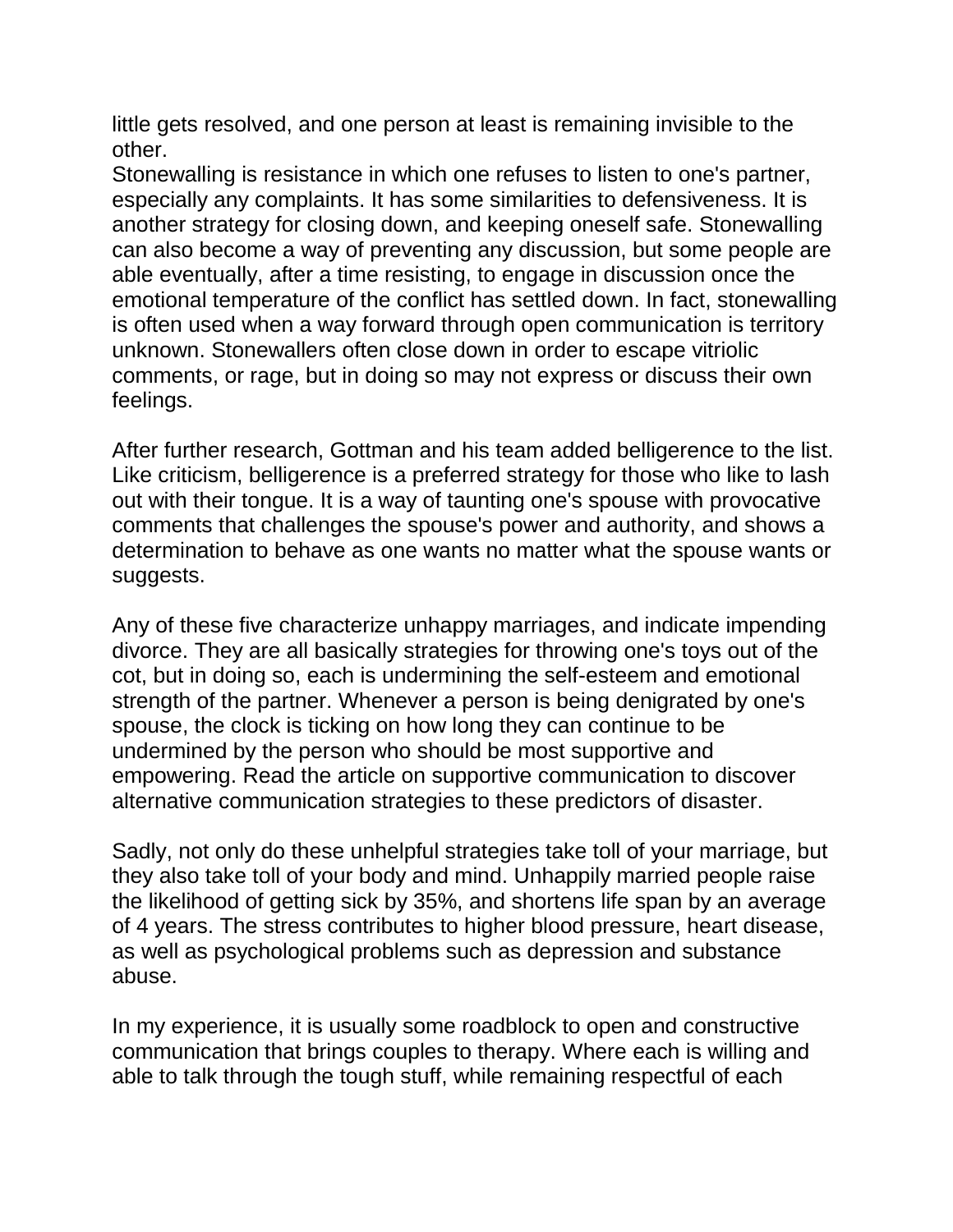little gets resolved, and one person at least is remaining invisible to the other.

Stonewalling is resistance in which one refuses to listen to one's partner, especially any complaints. It has some similarities to defensiveness. It is another strategy for closing down, and keeping oneself safe. Stonewalling can also become a way of preventing any discussion, but some people are able eventually, after a time resisting, to engage in discussion once the emotional temperature of the conflict has settled down. In fact, stonewalling is often used when a way forward through open communication is territory unknown. Stonewallers often close down in order to escape vitriolic comments, or rage, but in doing so may not express or discuss their own feelings.

After further research, Gottman and his team added belligerence to the list. Like criticism, belligerence is a preferred strategy for those who like to lash out with their tongue. It is a way of taunting one's spouse with provocative comments that challenges the spouse's power and authority, and shows a determination to behave as one wants no matter what the spouse wants or suggests.

Any of these five characterize unhappy marriages, and indicate impending divorce. They are all basically strategies for throwing one's toys out of the cot, but in doing so, each is undermining the self-esteem and emotional strength of the partner. Whenever a person is being denigrated by one's spouse, the clock is ticking on how long they can continue to be undermined by the person who should be most supportive and empowering. Read the article on supportive communication to discover alternative communication strategies to these predictors of disaster.

Sadly, not only do these unhelpful strategies take toll of your marriage, but they also take toll of your body and mind. Unhappily married people raise the likelihood of getting sick by 35%, and shortens life span by an average of 4 years. The stress contributes to higher blood pressure, heart disease, as well as psychological problems such as depression and substance abuse.

In my experience, it is usually some roadblock to open and constructive communication that brings couples to therapy. Where each is willing and able to talk through the tough stuff, while remaining respectful of each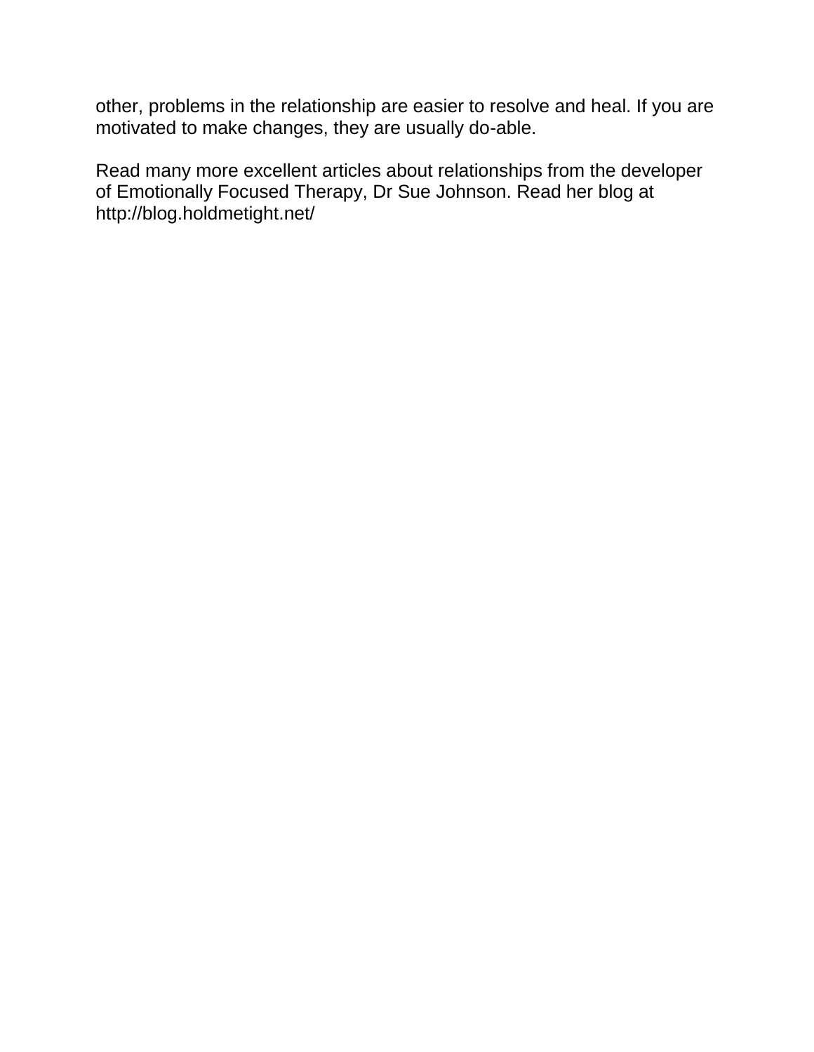other, problems in the relationship are easier to resolve and heal. If you are motivated to make changes, they are usually do-able.

Read many more excellent articles about relationships from the developer of Emotionally Focused Therapy, Dr Sue Johnson. Read her blog at http://blog.holdmetight.net/